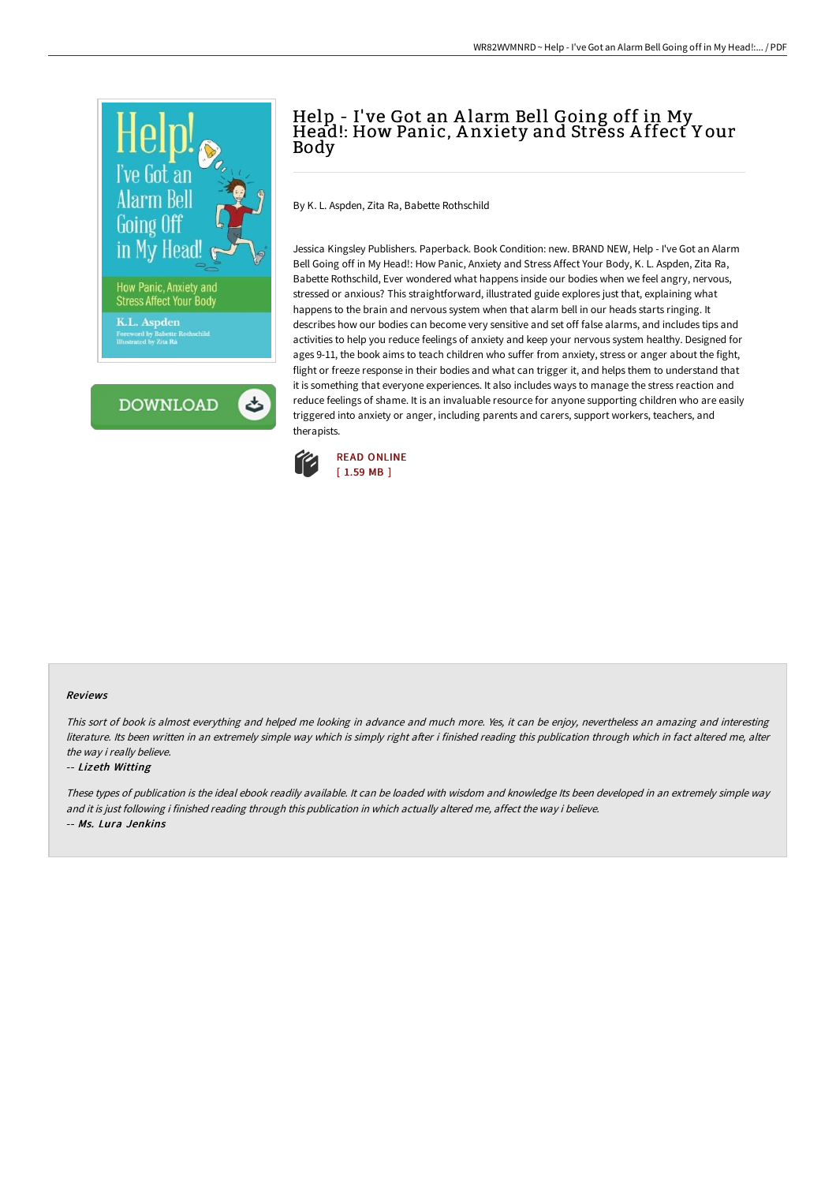# Help - I've Got an Alarm Bell Going off in My Head!: How Panic, Anxiety and Stress Affect Your Body

By K. L. Aspden, Zita Ra, Babette Rothschild

Jessica Kingsley Publishers. Paperback. Book Condition: new. BRAND NEW, Help - I've Got an Alarm Bell Going off in My Head!: How Panic, Anxiety and Stress Affect Your Body, K. L. Aspden, Zita Ra, Babette Rothschild, Ever wondered what happens inside our bodies when we feel angry, nervous, stressed or anxious? This straightforward, illustrated guide explores just that, explaining what happens to the brain and nervous system when that alarm bell in our heads starts ringing. It describes how our bodies can become very sensitive and set off false alarms, and includes tips and activities to help you reduce feelings of anxiety and keep your nervous system healthy. Designed for ages 9-11, the book aims to teach children who suffer from anxiety, stress or anger about the fight, flight or freeze response in their bodies and what can trigger it, and helps them to understand that it is something that everyone experiences. It also includes ways to manage the stress reaction and reduce feelings of shame. It is an invaluable resource for anyone supporting children who are easily triggered into anxiety or anger, including parents and carers, support workers, teachers, and therapists.

READ ONLINE
[ 1.59 MB ]

#### Reviews

*This sort of book is almost everything and helped me looking in advance and much more. Yes, it can be enjoy, nevertheless an amazing and interesting literature. Its been written in an extremely simple way which is simply right after i finished reading this publication through which in fact altered me, alter the way i really believe.*

-- ***Lizeth Witting***

*These types of publication is the ideal ebook readily available. It can be loaded with wisdom and knowledge Its been developed in an extremely simple way and it is just following i finished reading through this publication in which actually altered me, affect the way i believe.*

-- ***Ms. Lura Jenkins***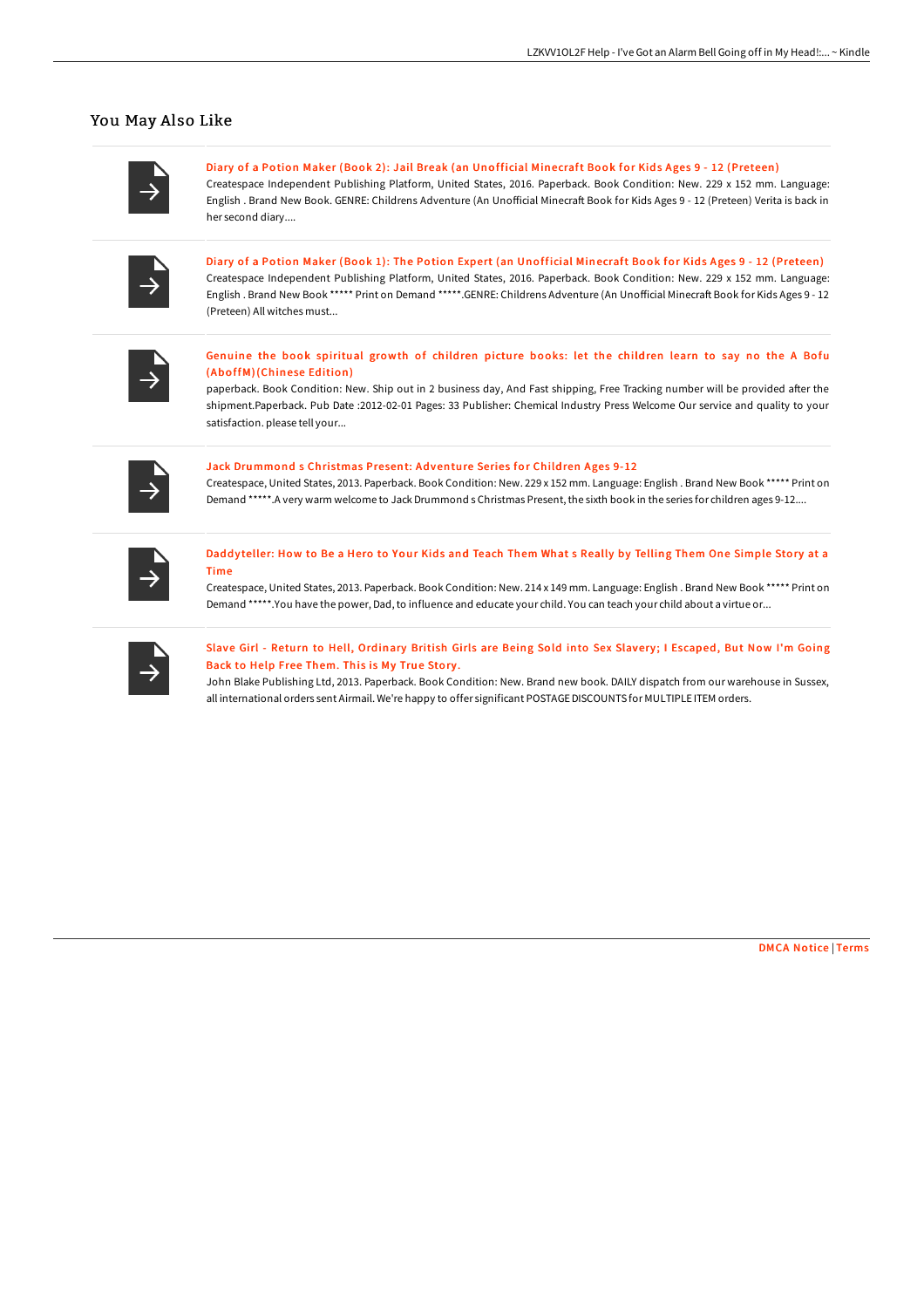## You May Also Like

**Diary of a Potion Maker (Book 2): Jail Break (an Unofficial Minecraft Book for Kids Ages 9 - 12 (Preteen)**
Createspace Independent Publishing Platform, United States, 2016. Paperback. Book Condition: New. 229 x 152 mm. Language: English . Brand New Book. GENRE: Childrens Adventure (An Unofficial Minecraft Book for Kids Ages 9 - 12 (Preteen) Verita is back in her second diary....

**Diary of a Potion Maker (Book 1): The Potion Expert (an Unofficial Minecraft Book for Kids Ages 9 - 12 (Preteen)**
Createspace Independent Publishing Platform, United States, 2016. Paperback. Book Condition: New. 229 x 152 mm. Language: English . Brand New Book ***** Print on Demand *****.GENRE: Childrens Adventure (An Unofficial Minecraft Book for Kids Ages 9 - 12 (Preteen) All witches must...

**Genuine the book spiritual growth of children picture books: let the children learn to say no the A Bofu (AboffM)(Chinese Edition)**
paperback. Book Condition: New. Ship out in 2 business day, And Fast shipping, Free Tracking number will be provided after the shipment.Paperback. Pub Date :2012-02-01 Pages: 33 Publisher: Chemical Industry Press Welcome Our service and quality to your satisfaction. please tell your...

**Jack Drummond s Christmas Present: Adventure Series for Children Ages 9-12**
Createspace, United States, 2013. Paperback. Book Condition: New. 229 x 152 mm. Language: English . Brand New Book ***** Print on Demand *****.A very warm welcome to Jack Drummond s Christmas Present, the sixth book in the series for children ages 9-12....

**Daddyteller: How to Be a Hero to Your Kids and Teach Them What s Really by Telling Them One Simple Story at a Time**
Createspace, United States, 2013. Paperback. Book Condition: New. 214 x 149 mm. Language: English . Brand New Book ***** Print on Demand *****.You have the power, Dad, to influence and educate your child. You can teach your child about a virtue or...

**Slave Girl - Return to Hell, Ordinary British Girls are Being Sold into Sex Slavery; I Escaped, But Now I'm Going Back to Help Free Them. This is My True Story.**
John Blake Publishing Ltd, 2013. Paperback. Book Condition: New. Brand new book. DAILY dispatch from our warehouse in Sussex, all international orders sent Airmail. We're happy to offer significant POSTAGE DISCOUNTS for MULTIPLE ITEM orders.

DMCA Notice | Terms